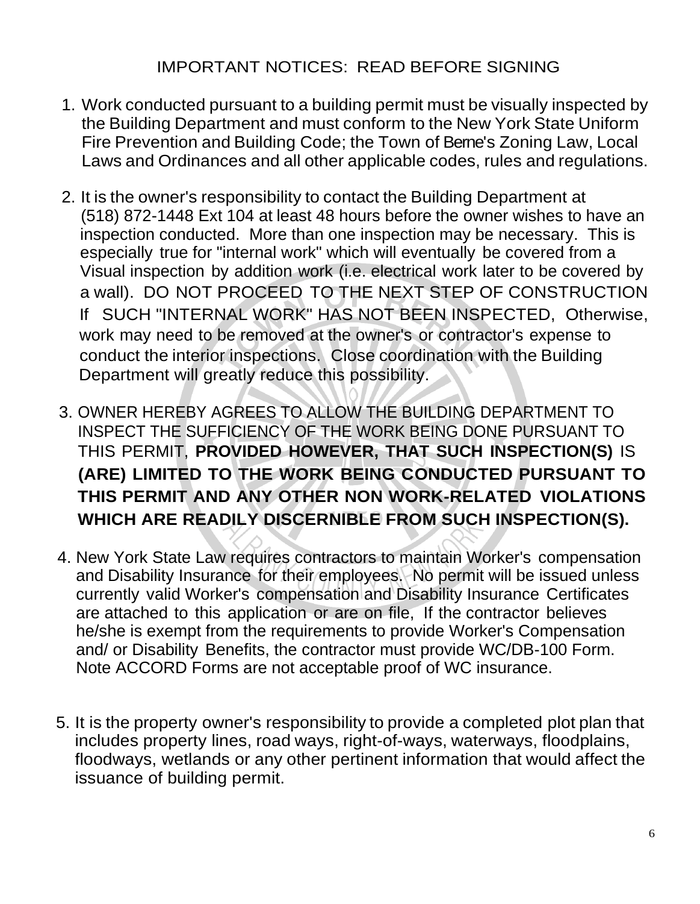## IMPORTANT NOTICES: READ BEFORE SIGNING

1. Work conducted pursuant to a building permit must be visually inspected by the Building Department and must conform to the New York State Uniform Fire Prevention and Building Code; the Town of Berne's Zoning Law, Local Laws and Ordinances and all other applicable codes, rules and regulations.

2. It is the owner's responsibility to contact the Building Department at (518) 872-1448 Ext 104 at least 48 hours before the owner wishes to have an inspection conducted. More than one inspection may be necessary. This is especially true for "internal work" which will eventually be covered from a Visual inspection by addition work (i.e. electrical work later to be covered by a wall). DO NOT PROCEED TO THE NEXT STEP OF CONSTRUCTION If SUCH "INTERNAL WORK" HAS NOT BEEN INSPECTED, Otherwise, work may need to be removed at the owner's or contractor's expense to conduct the interior inspections. Close coordination with the Building Department will greatly reduce this possibility.

3. OWNER HEREBY AGREES TO ALLOW THE BUILDING DEPARTMENT TO INSPECT THE SUFFICIENCY OF THE WORK BEING DONE PURSUANT TO THIS PERMIT, **PROVIDED HOWEVER, THAT SUCH INSPECTION(S)** IS **(ARE) LIMITED TO THE WORK BEING CONDUCTED PURSUANT TO THIS PERMIT AND ANY OTHER NON WORK-RELATED VIOLATIONS WHICH ARE READILY DISCERNIBLE FROM SUCH INSPECTION(S).**

4. New York State Law requires contractors to maintain Worker's compensation and Disability Insurance for their employees. No permit will be issued unless currently valid Worker's compensation and Disability Insurance Certificates are attached to this application or are on file, If the contractor believes he/she is exempt from the requirements to provide Worker's Compensation and/ or Disability Benefits, the contractor must provide WC/DB-100 Form. Note ACCORD Forms are not acceptable proof of WC insurance.

5. It is the property owner's responsibility to provide a completed plot plan that includes property lines, road ways, right-of-ways, waterways, floodplains, floodways, wetlands or any other pertinent information that would affect the issuance of building permit.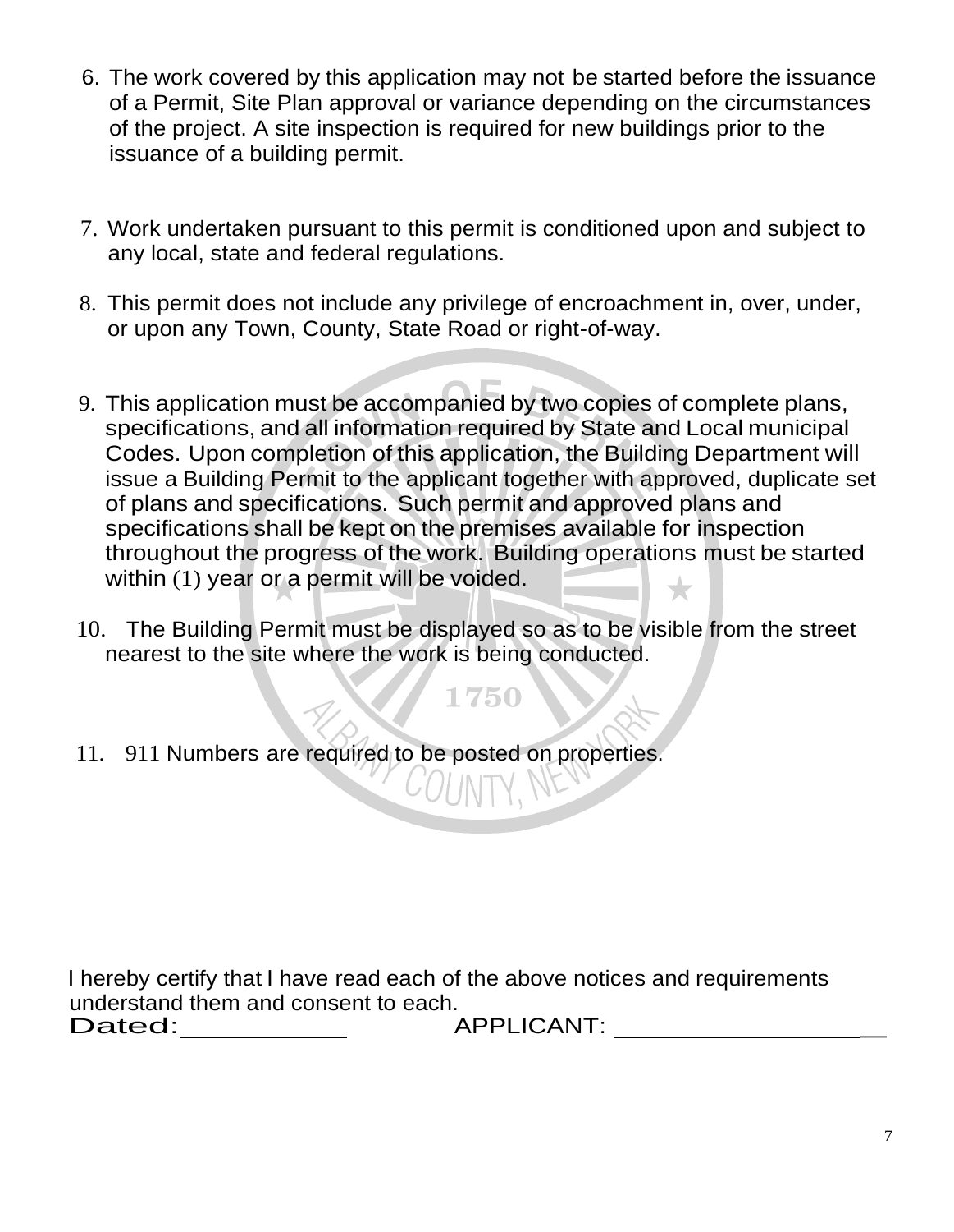6. The work covered by this application may not be started before the issuance of a Permit, Site Plan approval or variance depending on the circumstances of the project. A site inspection is required for new buildings prior to the issuance of a building permit.

7. Work undertaken pursuant to this permit is conditioned upon and subject to any local, state and federal regulations.

8. This permit does not include any privilege of encroachment in, over, under, or upon any Town, County, State Road or right-of-way.

9. This application must be accompanied by two copies of complete plans, specifications, and all information required by State and Local municipal Codes. Upon completion of this application, the Building Department will issue a Building Permit to the applicant together with approved, duplicate set of plans and specifications. Such permit and approved plans and specifications shall be kept on the premises available for inspection throughout the progress of the work. Building operations must be started within (1) year or a permit will be voided.

10. The Building Permit must be displayed so as to be visible from the street nearest to the site where the work is being conducted.

11. 911 Numbers are required to be posted on properties.

I hereby certify that I have read each of the above notices and requirements understand them and consent to each.

Dated:\_\_\_\_\_\_\_\_\_\_\_\_ APPLICANT: \_\_\_\_\_\_\_\_\_\_\_\_\_\_\_\_\_\_\_\_